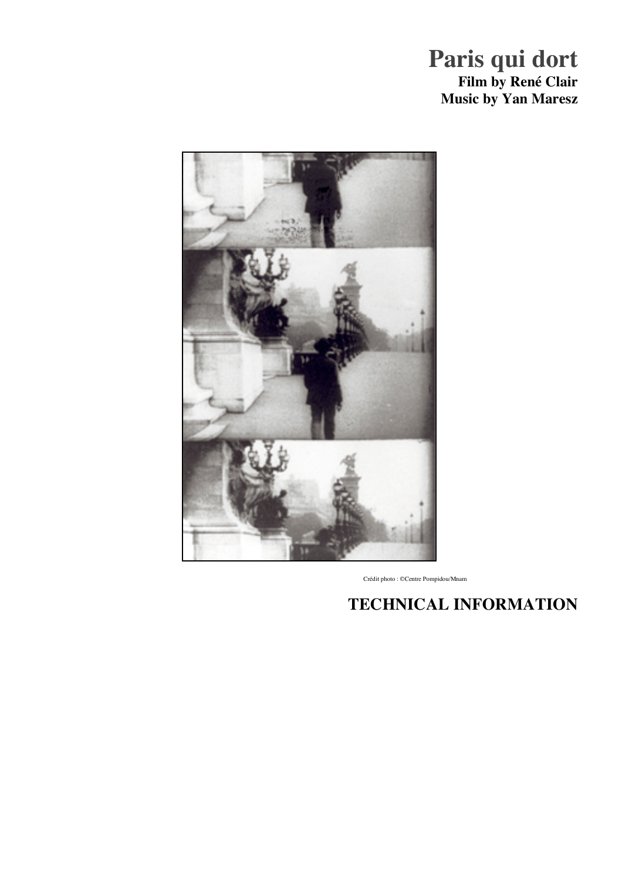# Paris qui dort

**Film by René Clair**
**Music by Yan Maresz**

Crédit photo : ©Centre Pompidou/Mnam

## TECHNICAL INFORMATION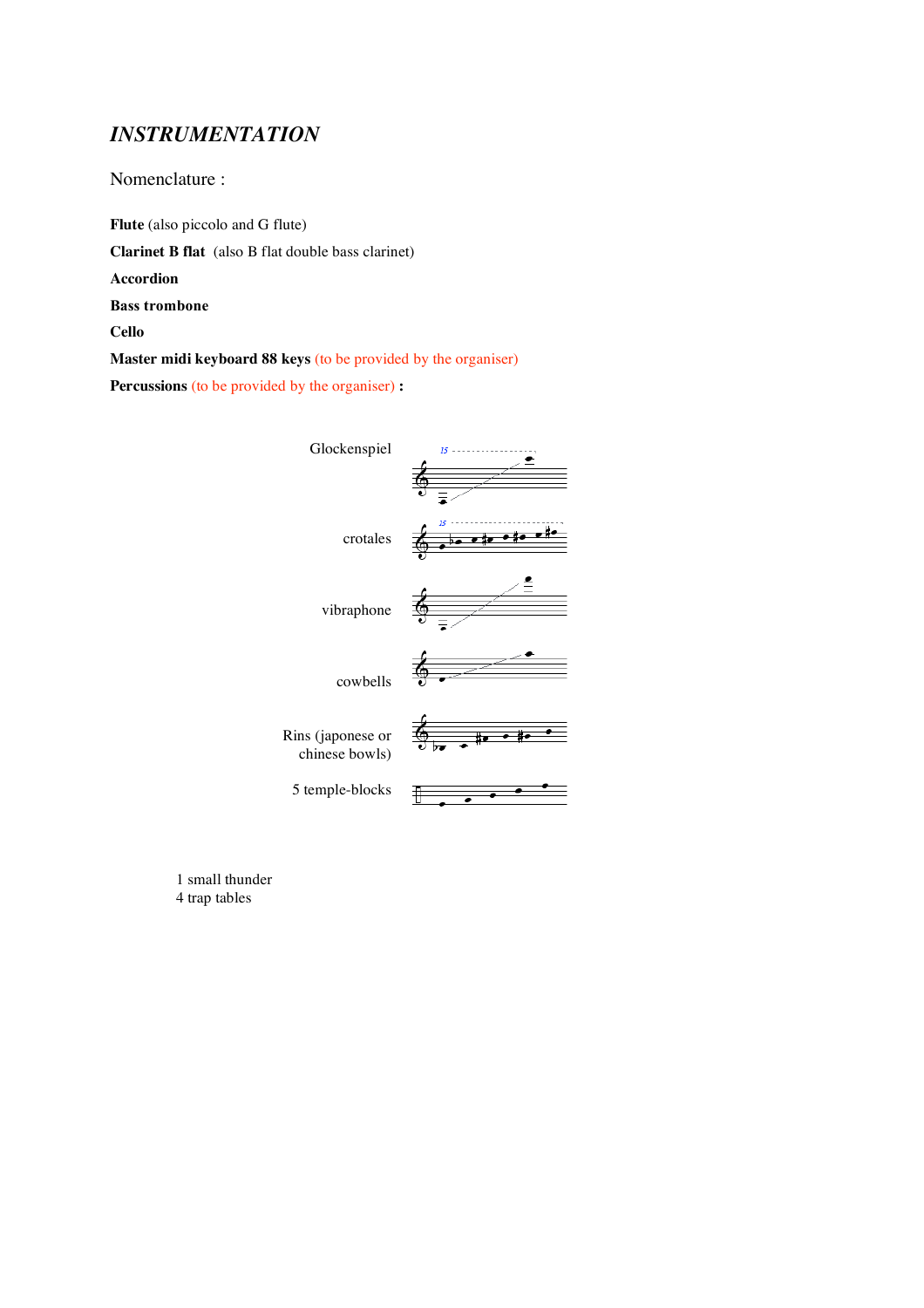# *INSTRUMENTATION*

Nomenclature :

**Flute** (also piccolo and G flute)

**Clarinet B flat** (also B flat double bass clarinet)

**Accordion**

**Bass trombone**

**Cello**

**Master midi keyboard 88 keys** (to be provided by the organiser)

**Percussions** (to be provided by the organiser) **:**

Glockenspiel

crotales

vibraphone

cowbells

Rins (japonese or chinese bowls)

5 temple-blocks

1 small thunder
4 trap tables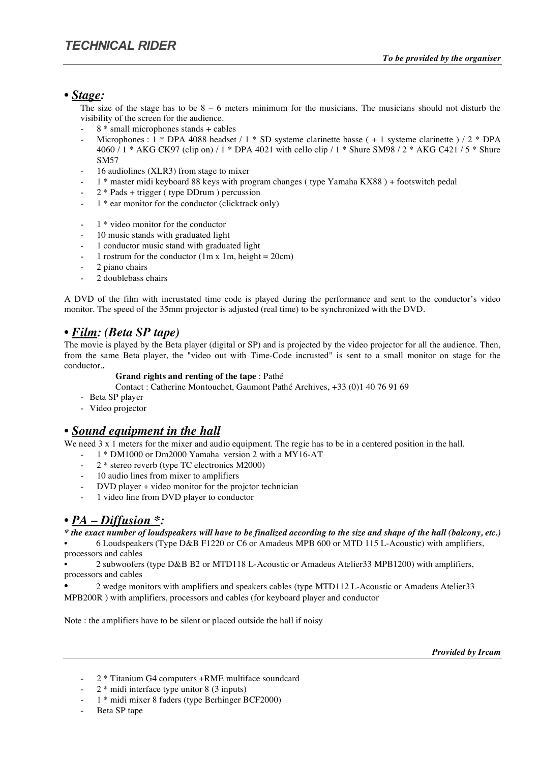# *TECHNICAL RIDER*

***To be provided by the organiser***

## • ***Stage:***

The size of the stage has to be 8 – 6 meters minimum for the musicians. The musicians should not disturb the visibility of the screen for the audience.

- 8 * small microphones stands + cables
- Microphones : 1 * DPA 4088 headset / 1 * SD systeme clarinette basse ( + 1 systeme clarinette ) / 2 * DPA 4060 / 1 * AKG CK97 (clip on) / 1 * DPA 4021 with cello clip / 1 * Shure SM98 / 2 * AKG C421 / 5 * Shure SM57
- 16 audiolines (XLR3) from stage to mixer
- 1 * master midi keyboard 88 keys with program changes ( type Yamaha KX88 ) + footswitch pedal
- 2 * Pads + trigger ( type DDrum ) percussion
- 1 * ear monitor for the conductor (clicktrack only)

- 1 * video monitor for the conductor
- 10 music stands with graduated light
- 1 conductor music stand with graduated light
- 1 rostrum for the conductor (1m x 1m, height = 20cm)
- 2 piano chairs
- 2 doublebass chairs

A DVD of the film with incrustated time code is played during the performance and sent to the conductor's video monitor. The speed of the 35mm projector is adjusted (real time) to be synchronized with the DVD.

## • ***Film: (Beta SP tape)***

The movie is played by the Beta player (digital or SP) and is projected by the video projector for all the audience. Then, from the same Beta player, the "video out with Time-Code incrusted" is sent to a small monitor on stage for the conductor**.**

**Grand rights and renting of the tape** : Pathé

Contact : Catherine Montouchet, Gaumont Pathé Archives, +33 (0)1 40 76 91 69

- Beta SP player
- Video projector

## • ***Sound equipment in the hall***

We need 3 x 1 meters for the mixer and audio equipment. The regie has to be in a centered position in the hall.

- 1 * DM1000 or Dm2000 Yamaha version 2 with a MY16-AT
- 2 * stereo reverb (type TC electronics M2000)
- 10 audio lines from mixer to amplifiers
- DVD player + video monitor for the projctor technician
- 1 video line from DVD player to conductor

## • ***PA – Diffusion *:***

***\* the exact number of loudspeakers will have to be finalized according to the size and shape of the hall (balcony, etc.)***

- 6 Loudspeakers (Type D&B F1220 or C6 or Amadeus MPB 600 or MTD 115 L-Acoustic) with amplifiers, processors and cables
- 2 subwoofers (type D&B B2 or MTD118 L-Acoustic or Amadeus Atelier33 MPB1200) with amplifiers, processors and cables
- 2 wedge monitors with amplifiers and speakers cables (type MTD112 L-Acoustic or Amadeus Atelier33 MPB200R ) with amplifiers, processors and cables (for keyboard player and conductor

Note : the amplifiers have to be silent or placed outside the hall if noisy

***Provided by Ircam***

- 2 * Titanium G4 computers +RME multiface soundcard
- 2 * midi interface type unitor 8 (3 inputs)
- 1 * midi mixer 8 faders (type Berhinger BCF2000)
- Beta SP tape